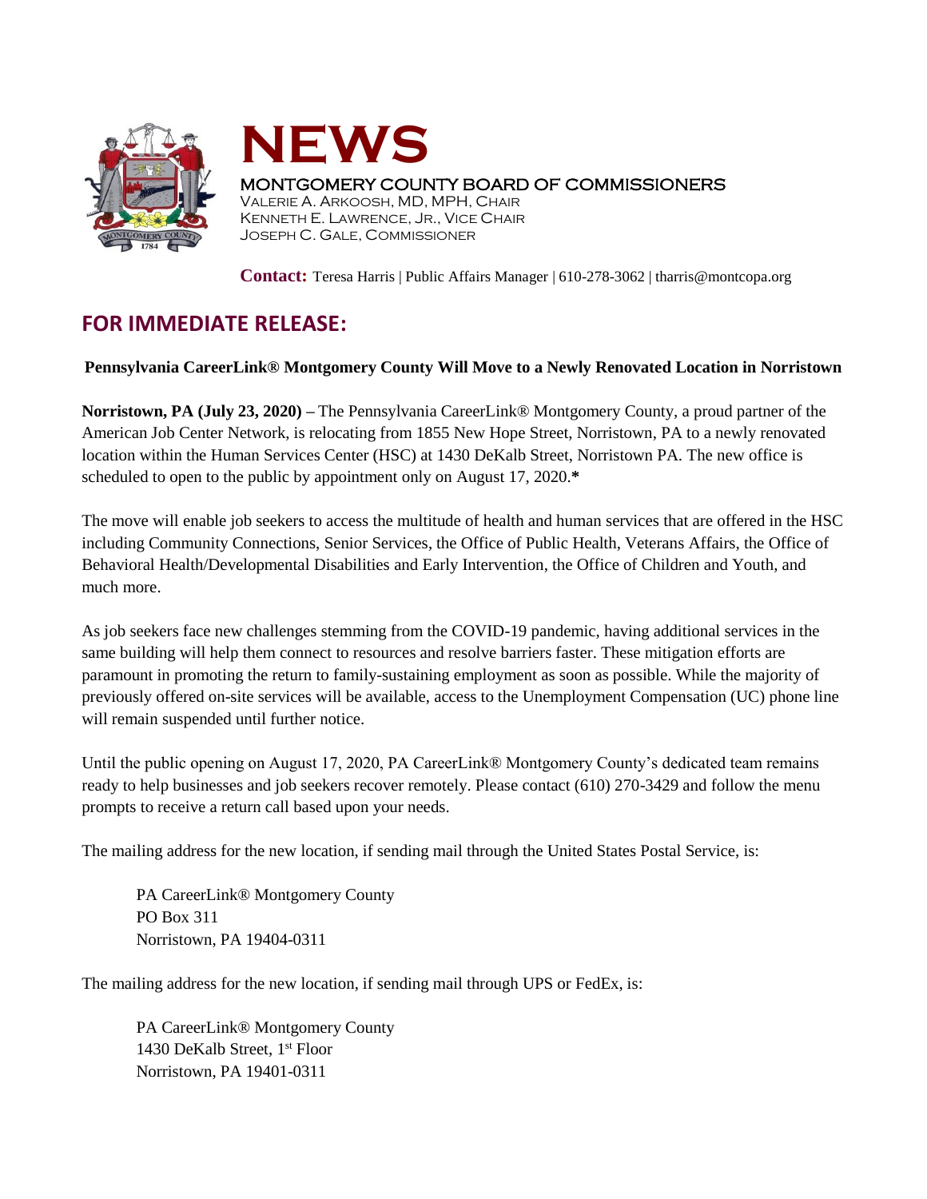# NEWS

MONTGOMERY COUNTY BOARD OF COMMISSIONERS
VALERIE A. ARKOOSH, MD, MPH, CHAIR
KENNETH E. LAWRENCE, JR., VICE CHAIR
JOSEPH C. GALE, COMMISSIONER

**Contact:** Teresa Harris | Public Affairs Manager | 610-278-3062 | tharris@montcopa.org

## FOR IMMEDIATE RELEASE:

**Pennsylvania CareerLink® Montgomery County Will Move to a Newly Renovated Location in Norristown**

**Norristown, PA (July 23, 2020) –** The Pennsylvania CareerLink® Montgomery County, a proud partner of the American Job Center Network, is relocating from 1855 New Hope Street, Norristown, PA to a newly renovated location within the Human Services Center (HSC) at 1430 DeKalb Street, Norristown PA. The new office is scheduled to open to the public by appointment only on August 17, 2020.**\***

The move will enable job seekers to access the multitude of health and human services that are offered in the HSC including Community Connections, Senior Services, the Office of Public Health, Veterans Affairs, the Office of Behavioral Health/Developmental Disabilities and Early Intervention, the Office of Children and Youth, and much more.

As job seekers face new challenges stemming from the COVID-19 pandemic, having additional services in the same building will help them connect to resources and resolve barriers faster. These mitigation efforts are paramount in promoting the return to family-sustaining employment as soon as possible. While the majority of previously offered on-site services will be available, access to the Unemployment Compensation (UC) phone line will remain suspended until further notice.

Until the public opening on August 17, 2020, PA CareerLink® Montgomery County's dedicated team remains ready to help businesses and job seekers recover remotely. Please contact (610) 270-3429 and follow the menu prompts to receive a return call based upon your needs.

The mailing address for the new location, if sending mail through the United States Postal Service, is:

PA CareerLink® Montgomery County
PO Box 311
Norristown, PA 19404-0311

The mailing address for the new location, if sending mail through UPS or FedEx, is:

PA CareerLink® Montgomery County
1430 DeKalb Street, 1st Floor
Norristown, PA 19401-0311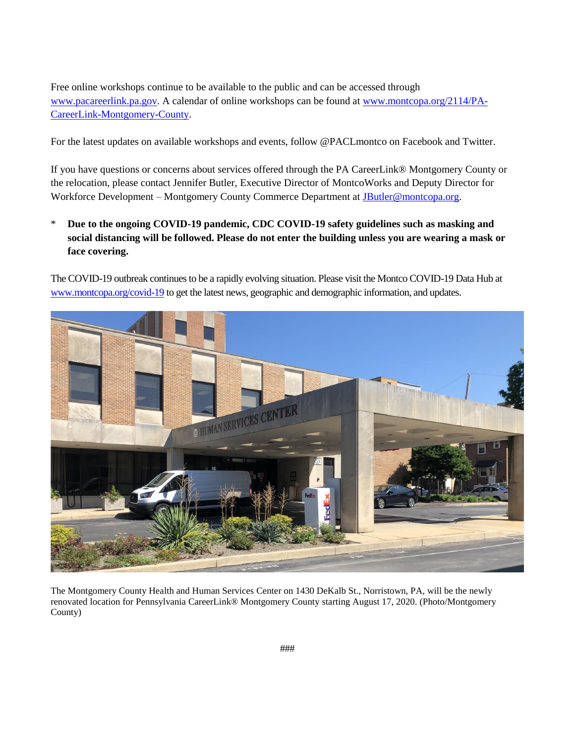Free online workshops continue to be available to the public and can be accessed through www.pacareerlink.pa.gov. A calendar of online workshops can be found at www.montcopa.org/2114/PA-CareerLink-Montgomery-County.

For the latest updates on available workshops and events, follow @PACLmontco on Facebook and Twitter.

If you have questions or concerns about services offered through the PA CareerLink® Montgomery County or the relocation, please contact Jennifer Butler, Executive Director of MontcoWorks and Deputy Director for Workforce Development – Montgomery County Commerce Department at JButler@montcopa.org.

\* **Due to the ongoing COVID-19 pandemic, CDC COVID-19 safety guidelines such as masking and social distancing will be followed. Please do not enter the building unless you are wearing a mask or face covering.**

The COVID-19 outbreak continues to be a rapidly evolving situation. Please visit the Montco COVID-19 Data Hub at www.montcopa.org/covid-19 to get the latest news, geographic and demographic information, and updates.

The Montgomery County Health and Human Services Center on 1430 DeKalb St., Norristown, PA, will be the newly renovated location for Pennsylvania CareerLink® Montgomery County starting August 17, 2020. (Photo/Montgomery County)

###